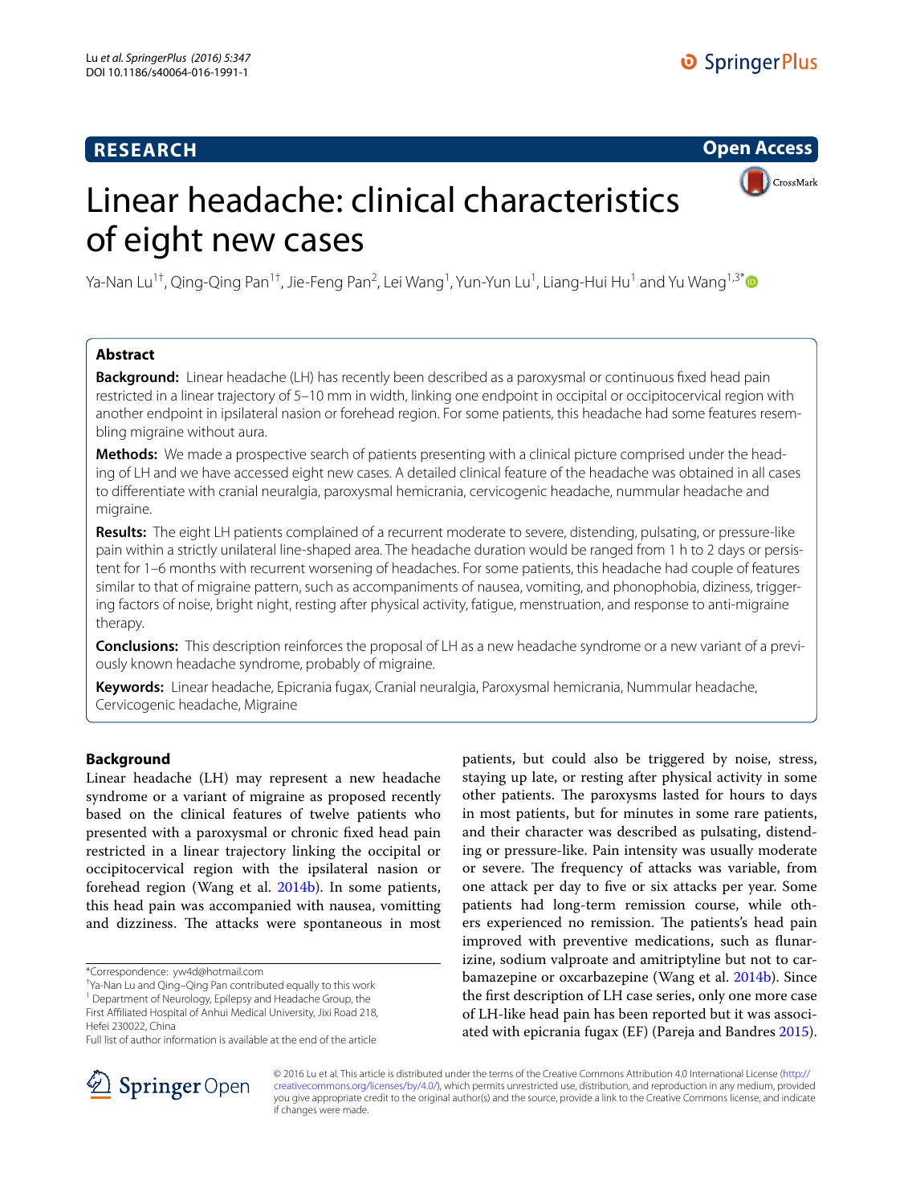RESEARCH

Open Access

# Linear headache: clinical characteristics of eight new cases

Ya-Nan Lu[1†], Qing-Qing Pan[1†], Jie-Feng Pan[2], Lei Wang[1], Yun-Yun Lu[1], Liang-Hui Hu[1] and Yu Wang[1,3*]

## Abstract

**Background:** Linear headache (LH) has recently been described as a paroxysmal or continuous fixed head pain restricted in a linear trajectory of 5–10 mm in width, linking one endpoint in occipital or occipitocervical region with another endpoint in ipsilateral nasion or forehead region. For some patients, this headache had some features resembling migraine without aura.

**Methods:** We made a prospective search of patients presenting with a clinical picture comprised under the heading of LH and we have accessed eight new cases. A detailed clinical feature of the headache was obtained in all cases to differentiate with cranial neuralgia, paroxysmal hemicrania, cervicogenic headache, nummular headache and migraine.

**Results:** The eight LH patients complained of a recurrent moderate to severe, distending, pulsating, or pressure-like pain within a strictly unilateral line-shaped area. The headache duration would be ranged from 1 h to 2 days or persistent for 1–6 months with recurrent worsening of headaches. For some patients, this headache had couple of features similar to that of migraine pattern, such as accompaniments of nausea, vomiting, and phonophobia, diziness, triggering factors of noise, bright night, resting after physical activity, fatigue, menstruation, and response to anti-migraine therapy.

**Conclusions:** This description reinforces the proposal of LH as a new headache syndrome or a new variant of a previously known headache syndrome, probably of migraine.

**Keywords:** Linear headache, Epicrania fugax, Cranial neuralgia, Paroxysmal hemicrania, Nummular headache, Cervicogenic headache, Migraine

## Background

Linear headache (LH) may represent a new headache syndrome or a variant of migraine as proposed recently based on the clinical features of twelve patients who presented with a paroxysmal or chronic fixed head pain restricted in a linear trajectory linking the occipital or occipitocervical region with the ipsilateral nasion or forehead region (Wang et al. 2014b). In some patients, this head pain was accompanied with nausea, vomitting and dizziness. The attacks were spontaneous in most patients, but could also be triggered by noise, stress, staying up late, or resting after physical activity in some other patients. The paroxysms lasted for hours to days in most patients, but for minutes in some rare patients, and their character was described as pulsating, distending or pressure-like. Pain intensity was usually moderate or severe. The frequency of attacks was variable, from one attack per day to five or six attacks per year. Some patients had long-term remission course, while others experienced no remission. The patients's head pain improved with preventive medications, such as flunarizine, sodium valproate and amitriptyline but not to carbamazepine or oxcarbazepine (Wang et al. 2014b). Since the first description of LH case series, only one more case of LH-like head pain has been reported but it was associated with epicrania fugax (EF) (Pareja and Bandres 2015).

*Correspondence: yw4d@hotmail.com

†Ya-Nan Lu and Qing–Qing Pan contributed equally to this work

[1] Department of Neurology, Epilepsy and Headache Group, the First Affiliated Hospital of Anhui Medical University, Jixi Road 218, Hefei 230022, China

Full list of author information is available at the end of the article

© 2016 Lu et al. This article is distributed under the terms of the Creative Commons Attribution 4.0 International License (http://creativecommons.org/licenses/by/4.0/), which permits unrestricted use, distribution, and reproduction in any medium, provided you give appropriate credit to the original author(s) and the source, provide a link to the Creative Commons license, and indicate if changes were made.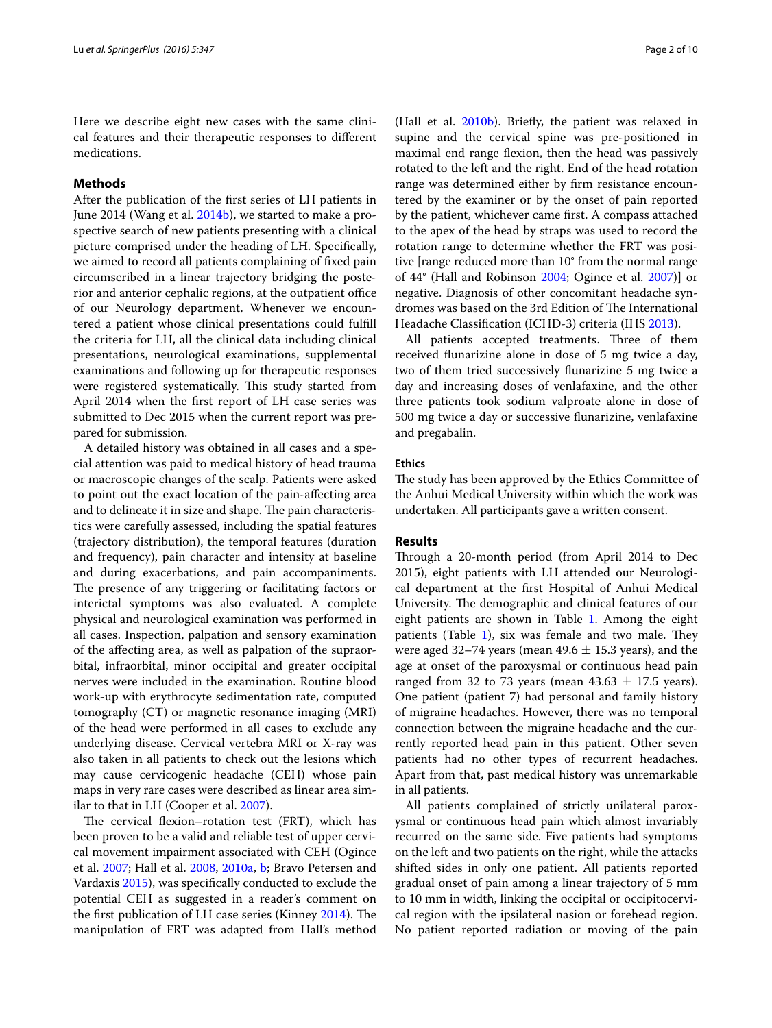Here we describe eight new cases with the same clinical features and their therapeutic responses to different medications.

## Methods

After the publication of the first series of LH patients in June 2014 (Wang et al. 2014b), we started to make a prospective search of new patients presenting with a clinical picture comprised under the heading of LH. Specifically, we aimed to record all patients complaining of fixed pain circumscribed in a linear trajectory bridging the posterior and anterior cephalic regions, at the outpatient office of our Neurology department. Whenever we encountered a patient whose clinical presentations could fulfill the criteria for LH, all the clinical data including clinical presentations, neurological examinations, supplemental examinations and following up for therapeutic responses were registered systematically. This study started from April 2014 when the first report of LH case series was submitted to Dec 2015 when the current report was prepared for submission.

A detailed history was obtained in all cases and a special attention was paid to medical history of head trauma or macroscopic changes of the scalp. Patients were asked to point out the exact location of the pain-affecting area and to delineate it in size and shape. The pain characteristics were carefully assessed, including the spatial features (trajectory distribution), the temporal features (duration and frequency), pain character and intensity at baseline and during exacerbations, and pain accompaniments. The presence of any triggering or facilitating factors or interictal symptoms was also evaluated. A complete physical and neurological examination was performed in all cases. Inspection, palpation and sensory examination of the affecting area, as well as palpation of the supraorbital, infraorbital, minor occipital and greater occipital nerves were included in the examination. Routine blood work-up with erythrocyte sedimentation rate, computed tomography (CT) or magnetic resonance imaging (MRI) of the head were performed in all cases to exclude any underlying disease. Cervical vertebra MRI or X-ray was also taken in all patients to check out the lesions which may cause cervicogenic headache (CEH) whose pain maps in very rare cases were described as linear area similar to that in LH (Cooper et al. 2007).

The cervical flexion–rotation test (FRT), which has been proven to be a valid and reliable test of upper cervical movement impairment associated with CEH (Ogince et al. 2007; Hall et al. 2008, 2010a, b; Bravo Petersen and Vardaxis 2015), was specifically conducted to exclude the potential CEH as suggested in a reader's comment on the first publication of LH case series (Kinney 2014). The manipulation of FRT was adapted from Hall's method (Hall et al. 2010b). Briefly, the patient was relaxed in supine and the cervical spine was pre-positioned in maximal end range flexion, then the head was passively rotated to the left and the right. End of the head rotation range was determined either by firm resistance encountered by the examiner or by the onset of pain reported by the patient, whichever came first. A compass attached to the apex of the head by straps was used to record the rotation range to determine whether the FRT was positive [range reduced more than 10° from the normal range of 44° (Hall and Robinson 2004; Ogince et al. 2007)] or negative. Diagnosis of other concomitant headache syndromes was based on the 3rd Edition of The International Headache Classification (ICHD-3) criteria (IHS 2013).

All patients accepted treatments. Three of them received flunarizine alone in dose of 5 mg twice a day, two of them tried successively flunarizine 5 mg twice a day and increasing doses of venlafaxine, and the other three patients took sodium valproate alone in dose of 500 mg twice a day or successive flunarizine, venlafaxine and pregabalin.

### Ethics

The study has been approved by the Ethics Committee of the Anhui Medical University within which the work was undertaken. All participants gave a written consent.

## Results

Through a 20-month period (from April 2014 to Dec 2015), eight patients with LH attended our Neurological department at the first Hospital of Anhui Medical University. The demographic and clinical features of our eight patients are shown in Table 1. Among the eight patients (Table 1), six was female and two male. They were aged 32–74 years (mean $49.6 \pm 15.3$ years), and the age at onset of the paroxysmal or continuous head pain ranged from 32 to 73 years (mean $43.63 \pm 17.5$ years). One patient (patient 7) had personal and family history of migraine headaches. However, there was no temporal connection between the migraine headache and the currently reported head pain in this patient. Other seven patients had no other types of recurrent headaches. Apart from that, past medical history was unremarkable in all patients.

All patients complained of strictly unilateral paroxysmal or continuous head pain which almost invariably recurred on the same side. Five patients had symptoms on the left and two patients on the right, while the attacks shifted sides in only one patient. All patients reported gradual onset of pain among a linear trajectory of 5 mm to 10 mm in width, linking the occipital or occipitocervical region with the ipsilateral nasion or forehead region. No patient reported radiation or moving of the pain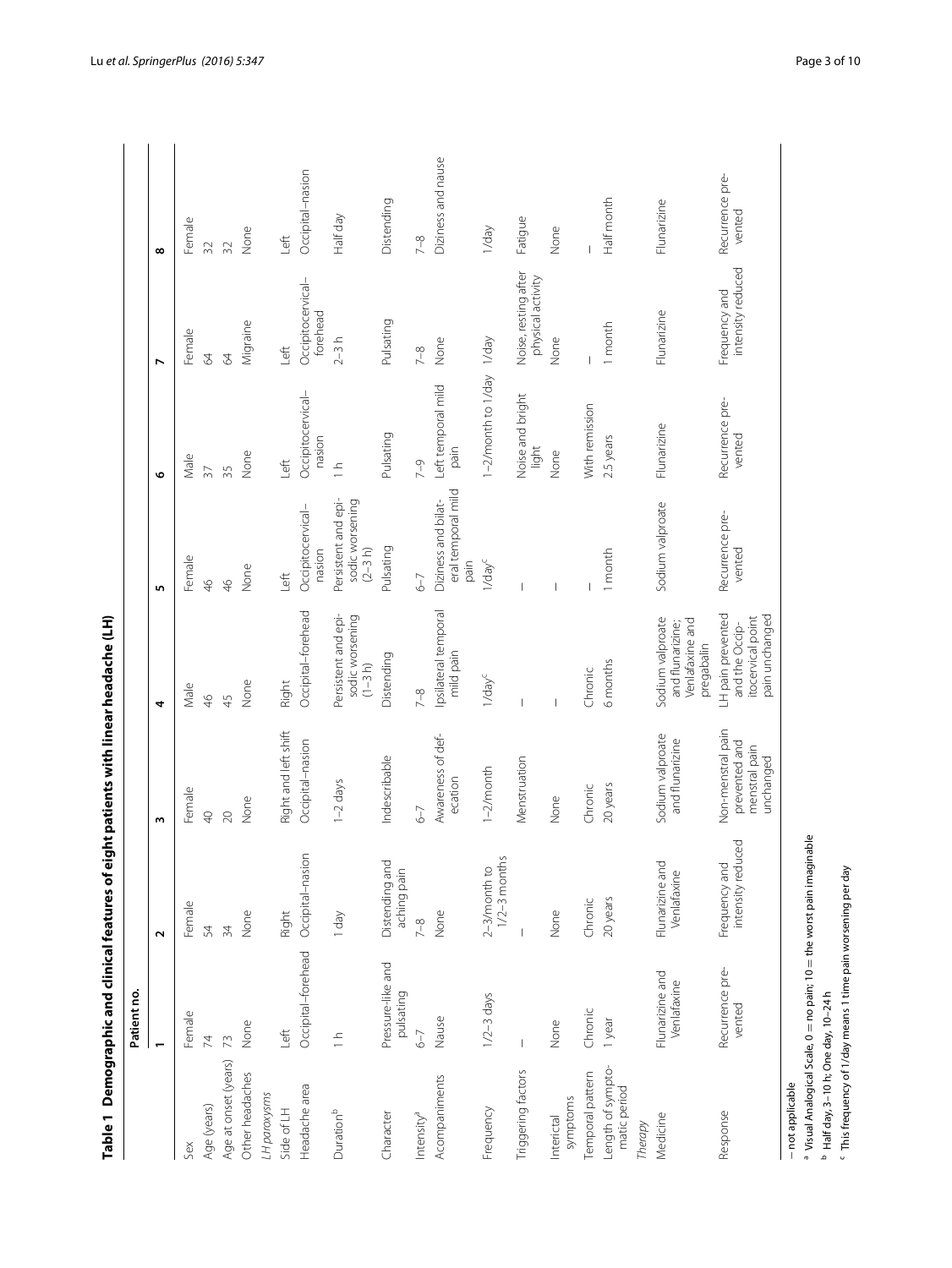**Table 1 Demographic and clinical features of eight patients with linear headache (LH)**

| | Patient no. | | | | | | | |
|---|---|---|---|---|---|---|---|---|
| | 1 | 2 | 3 | 4 | 5 | 6 | 7 | 8 |
| Sex | Female | Female | Female | Male | Female | Male | Female | Female |
| Age (years) | 74 | 54 | 40 | 46 | 46 | 37 | 64 | 32 |
| Age at onset (years) | 73 | 34 | 20 | 45 | 46 | 35 | 64 | 32 |
| Other headaches | None | None | None | None | None | None | Migraine | None |
| *LH paroxysms* | | | | | | | | |
| Side of LH | Left | Right | Right and left shift | Right | Left | Left | Left | Left |
| Headache area | Occipital–forehead | Occipital–nasion | Occipital–nasion | Occipital–forehead | Occipitocervical–nasion | Occipitocervical–nasion | Occipitocervical–forehead | Occipital–nasion |
| Duration[b] | 1 h | 1 day | 1–2 days | Persistent and episodic worsening (1–3 h) | Persistent and episodic worsening (2–3 h) | 1 h | 2–3 h | Half day |
| Character | Pressure-like and pulsating | Distending and aching pain | Indescribable | Distending | Pulsating | Pulsating | Pulsating | Distending |
| Intensity[a] | 6–7 | 7–8 | 6–7 | 7–8 | 6–7 | 7–9 | 7–8 | 7–8 |
| Accompaniments | Nause | None | Awareness of defecation | Ipsilateral temporal mild pain | Diziness and bilateral temporal mild pain | Left temporal mild pain | None | Diziness and nause |
| Frequency | 1/2–3 days | 2–3/month to 1/2–3 months | 1–2/month | 1/day[c] | 1/day[c] | 1–2/month to 1/day | 1/day | 1/day |
| Triggering factors | – | – | Menstruation | – | – | Noise and bright light | Noise, resting after physical activity | Fatigue |
| Interictal symptoms | None | None | None | – | – | None | None | None |
| Temporal pattern | Chronic | Chronic | Chronic | Chronic | – | With remission | – | – |
| Length of symptomatic period | 1 year | 20 years | 20 years | 6 months | 1 month | 2.5 years | 1 month | Half month |
| *Therapy* | | | | | | | | |
| Medicine | Flunarizine and Venlafaxine | Flunarizine and Venlafaxine | Sodium valproate and flunarizine | Sodium valproate and flunarizine; Venlafaxine and pregabalin | Sodium valproate | Flunarizine | Flunarizine | Flunarizine |
| Response | Recurrence prevented | Frequency and intensity reduced | Non-menstral pain prevented and menstral pain unchanged | LH pain prevented and the Occipitocervical point pain unchanged | Recurrence prevented | Recurrence prevented | Frequency and intensity reduced | Recurrence prevented |

– not applicable

[a] Visual Analogical Scale, 0 = no pain; 10 = the worst pain imaginable

[b] Half day, 3–10 h; One day, 10–24 h

[c] This frequency of 1/day means 1 time pain worsening per day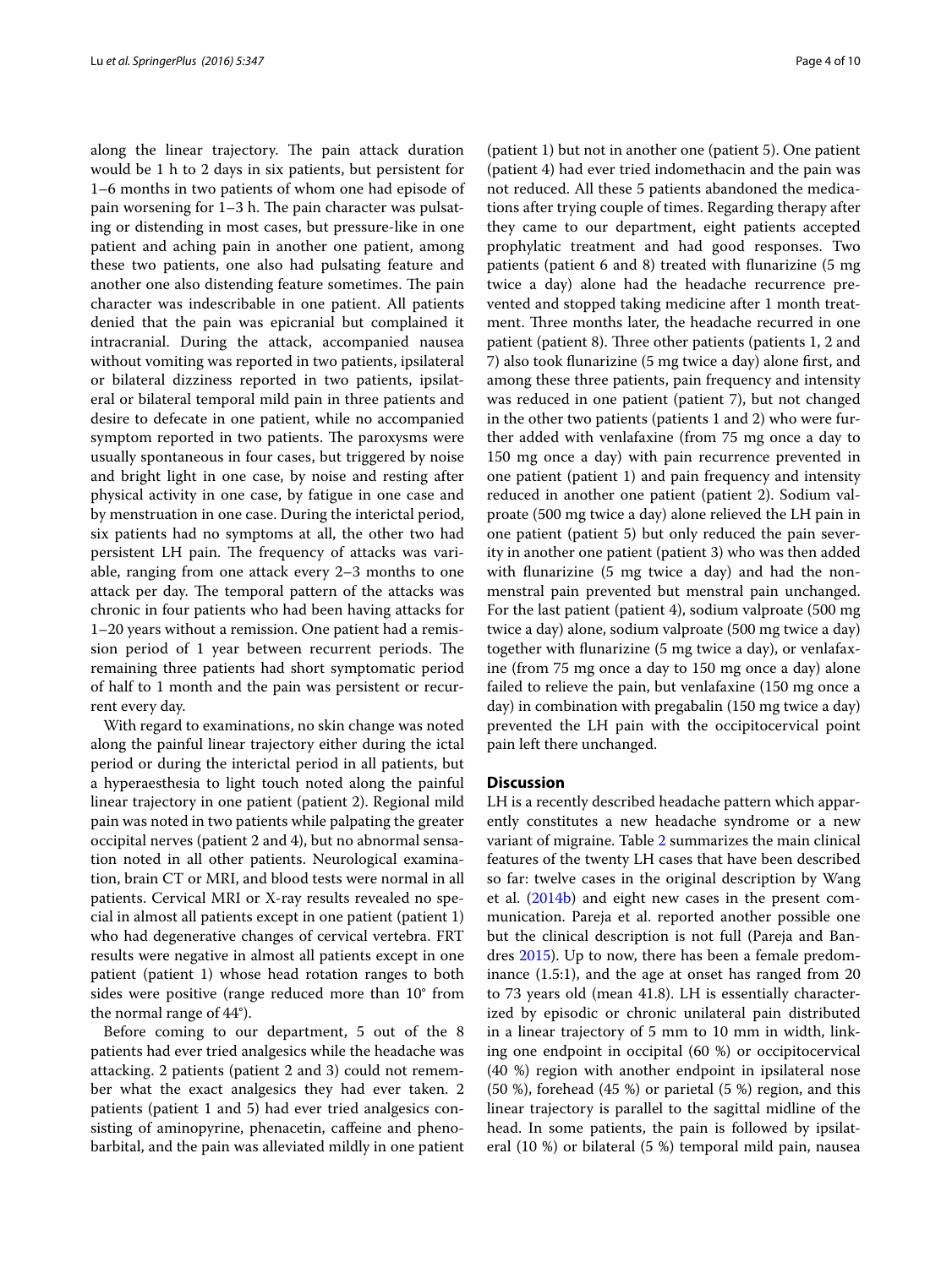along the linear trajectory. The pain attack duration would be 1 h to 2 days in six patients, but persistent for 1–6 months in two patients of whom one had episode of pain worsening for 1–3 h. The pain character was pulsating or distending in most cases, but pressure-like in one patient and aching pain in another one patient, among these two patients, one also had pulsating feature and another one also distending feature sometimes. The pain character was indescribable in one patient. All patients denied that the pain was epicranial but complained it intracranial. During the attack, accompanied nausea without vomiting was reported in two patients, ipsilateral or bilateral dizziness reported in two patients, ipsilateral or bilateral temporal mild pain in three patients and desire to defecate in one patient, while no accompanied symptom reported in two patients. The paroxysms were usually spontaneous in four cases, but triggered by noise and bright light in one case, by noise and resting after physical activity in one case, by fatigue in one case and by menstruation in one case. During the interictal period, six patients had no symptoms at all, the other two had persistent LH pain. The frequency of attacks was variable, ranging from one attack every 2–3 months to one attack per day. The temporal pattern of the attacks was chronic in four patients who had been having attacks for 1–20 years without a remission. One patient had a remission period of 1 year between recurrent periods. The remaining three patients had short symptomatic period of half to 1 month and the pain was persistent or recurrent every day.

With regard to examinations, no skin change was noted along the painful linear trajectory either during the ictal period or during the interictal period in all patients, but a hyperaesthesia to light touch noted along the painful linear trajectory in one patient (patient 2). Regional mild pain was noted in two patients while palpating the greater occipital nerves (patient 2 and 4), but no abnormal sensation noted in all other patients. Neurological examination, brain CT or MRI, and blood tests were normal in all patients. Cervical MRI or X-ray results revealed no special in almost all patients except in one patient (patient 1) who had degenerative changes of cervical vertebra. FRT results were negative in almost all patients except in one patient (patient 1) whose head rotation ranges to both sides were positive (range reduced more than 10° from the normal range of 44°).

Before coming to our department, 5 out of the 8 patients had ever tried analgesics while the headache was attacking. 2 patients (patient 2 and 3) could not remember what the exact analgesics they had ever taken. 2 patients (patient 1 and 5) had ever tried analgesics consisting of aminopyrine, phenacetin, caffeine and phenobarbital, and the pain was alleviated mildly in one patient (patient 1) but not in another one (patient 5). One patient (patient 4) had ever tried indomethacin and the pain was not reduced. All these 5 patients abandoned the medications after trying couple of times. Regarding therapy after they came to our department, eight patients accepted prophylatic treatment and had good responses. Two patients (patient 6 and 8) treated with flunarizine (5 mg twice a day) alone had the headache recurrence prevented and stopped taking medicine after 1 month treatment. Three months later, the headache recurred in one patient (patient 8). Three other patients (patients 1, 2 and 7) also took flunarizine (5 mg twice a day) alone first, and among these three patients, pain frequency and intensity was reduced in one patient (patient 7), but not changed in the other two patients (patients 1 and 2) who were further added with venlafaxine (from 75 mg once a day to 150 mg once a day) with pain recurrence prevented in one patient (patient 1) and pain frequency and intensity reduced in another one patient (patient 2). Sodium valproate (500 mg twice a day) alone relieved the LH pain in one patient (patient 5) but only reduced the pain severity in another one patient (patient 3) who was then added with flunarizine (5 mg twice a day) and had the non-menstral pain prevented but menstral pain unchanged. For the last patient (patient 4), sodium valproate (500 mg twice a day) alone, sodium valproate (500 mg twice a day) together with flunarizine (5 mg twice a day), or venlafaxine (from 75 mg once a day to 150 mg once a day) alone failed to relieve the pain, but venlafaxine (150 mg once a day) in combination with pregabalin (150 mg twice a day) prevented the LH pain with the occipitocervical point pain left there unchanged.

## Discussion

LH is a recently described headache pattern which apparently constitutes a new headache syndrome or a new variant of migraine. Table 2 summarizes the main clinical features of the twenty LH cases that have been described so far: twelve cases in the original description by Wang et al. (2014b) and eight new cases in the present communication. Pareja et al. reported another possible one but the clinical description is not full (Pareja and Bandres 2015). Up to now, there has been a female predominance (1.5:1), and the age at onset has ranged from 20 to 73 years old (mean 41.8). LH is essentially characterized by episodic or chronic unilateral pain distributed in a linear trajectory of 5 mm to 10 mm in width, linking one endpoint in occipital (60 %) or occipitocervical (40 %) region with another endpoint in ipsilateral nose (50 %), forehead (45 %) or parietal (5 %) region, and this linear trajectory is parallel to the sagittal midline of the head. In some patients, the pain is followed by ipsilateral (10 %) or bilateral (5 %) temporal mild pain, nausea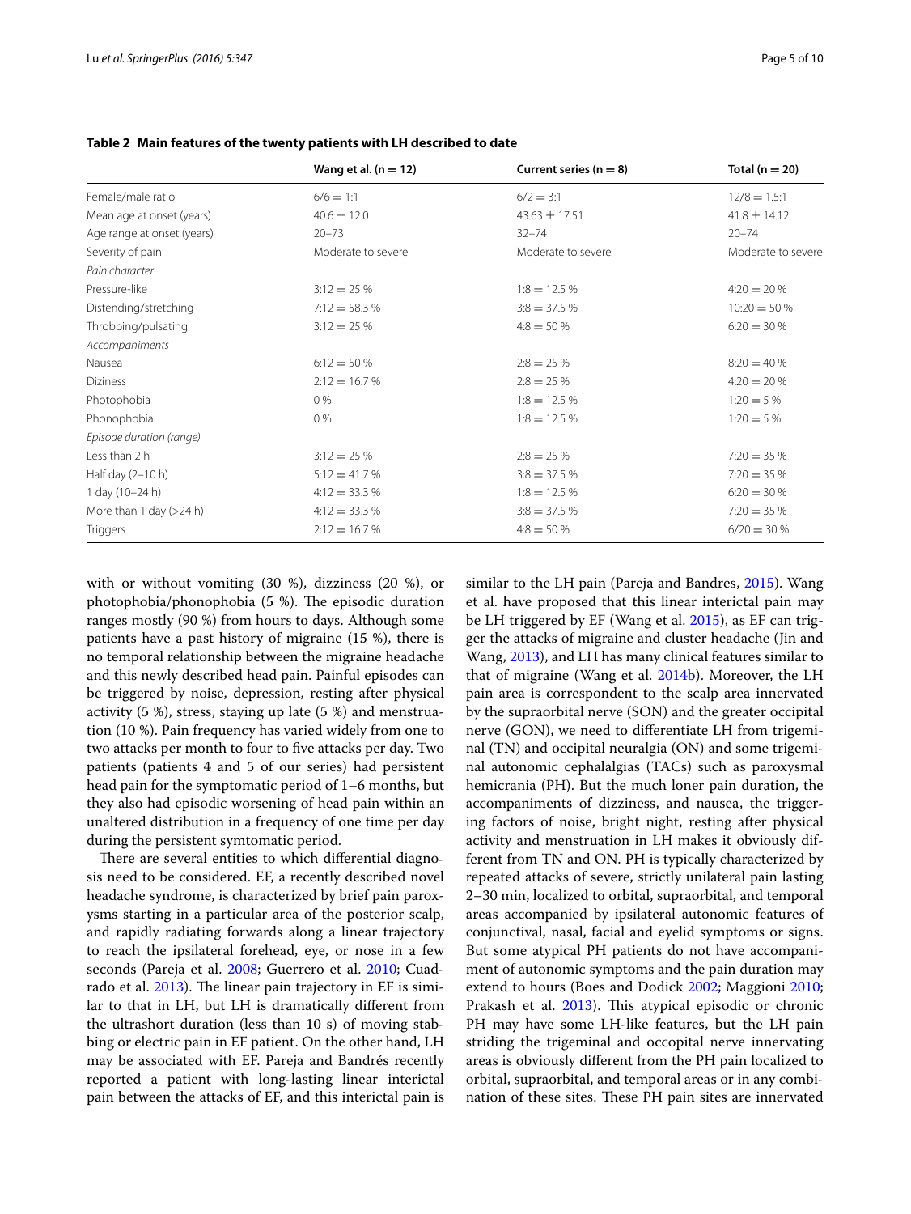**Table 2 Main features of the twenty patients with LH described to date**

| | Wang et al. (n = 12) | Current series (n = 8) | Total (n = 20) |
|---|---|---|---|
| Female/male ratio | 6/6 = 1:1 | 6/2 = 3:1 | 12/8 = 1.5:1 |
| Mean age at onset (years) | 40.6 ± 12.0 | 43.63 ± 17.51 | 41.8 ± 14.12 |
| Age range at onset (years) | 20–73 | 32–74 | 20–74 |
| Severity of pain | Moderate to severe | Moderate to severe | Moderate to severe |
| *Pain character* | | | |
| Pressure-like | 3:12 = 25 % | 1:8 = 12.5 % | 4:20 = 20 % |
| Distending/stretching | 7:12 = 58.3 % | 3:8 = 37.5 % | 10:20 = 50 % |
| Throbbing/pulsating | 3:12 = 25 % | 4:8 = 50 % | 6:20 = 30 % |
| *Accompaniments* | | | |
| Nausea | 6:12 = 50 % | 2:8 = 25 % | 8:20 = 40 % |
| Diziness | 2:12 = 16.7 % | 2:8 = 25 % | 4:20 = 20 % |
| Photophobia | 0 % | 1:8 = 12.5 % | 1:20 = 5 % |
| Phonophobia | 0 % | 1:8 = 12.5 % | 1:20 = 5 % |
| *Episode duration (range)* | | | |
| Less than 2 h | 3:12 = 25 % | 2:8 = 25 % | 7:20 = 35 % |
| Half day (2–10 h) | 5:12 = 41.7 % | 3:8 = 37.5 % | 7:20 = 35 % |
| 1 day (10–24 h) | 4:12 = 33.3 % | 1:8 = 12.5 % | 6:20 = 30 % |
| More than 1 day (>24 h) | 4:12 = 33.3 % | 3:8 = 37.5 % | 7:20 = 35 % |
| Triggers | 2:12 = 16.7 % | 4:8 = 50 % | 6/20 = 30 % |

with or without vomiting (30 %), dizziness (20 %), or photophobia/phonophobia (5 %). The episodic duration ranges mostly (90 %) from hours to days. Although some patients have a past history of migraine (15 %), there is no temporal relationship between the migraine headache and this newly described head pain. Painful episodes can be triggered by noise, depression, resting after physical activity (5 %), stress, staying up late (5 %) and menstruation (10 %). Pain frequency has varied widely from one to two attacks per month to four to five attacks per day. Two patients (patients 4 and 5 of our series) had persistent head pain for the symptomatic period of 1–6 months, but they also had episodic worsening of head pain within an unaltered distribution in a frequency of one time per day during the persistent symtomatic period.

There are several entities to which differential diagnosis need to be considered. EF, a recently described novel headache syndrome, is characterized by brief pain paroxysms starting in a particular area of the posterior scalp, and rapidly radiating forwards along a linear trajectory to reach the ipsilateral forehead, eye, or nose in a few seconds (Pareja et al. 2008; Guerrero et al. 2010; Cuadrado et al. 2013). The linear pain trajectory in EF is similar to that in LH, but LH is dramatically different from the ultrashort duration (less than 10 s) of moving stabbing or electric pain in EF patient. On the other hand, LH may be associated with EF. Pareja and Bandrés recently reported a patient with long-lasting linear interictal pain between the attacks of EF, and this interictal pain is similar to the LH pain (Pareja and Bandres, 2015). Wang et al. have proposed that this linear interictal pain may be LH triggered by EF (Wang et al. 2015), as EF can trigger the attacks of migraine and cluster headache (Jin and Wang, 2013), and LH has many clinical features similar to that of migraine (Wang et al. 2014b). Moreover, the LH pain area is correspondent to the scalp area innervated by the supraorbital nerve (SON) and the greater occipital nerve (GON), we need to differentiate LH from trigeminal (TN) and occipital neuralgia (ON) and some trigeminal autonomic cephalalgias (TACs) such as paroxysmal hemicrania (PH). But the much loner pain duration, the accompaniments of dizziness, and nausea, the triggering factors of noise, bright night, resting after physical activity and menstruation in LH makes it obviously different from TN and ON. PH is typically characterized by repeated attacks of severe, strictly unilateral pain lasting 2–30 min, localized to orbital, supraorbital, and temporal areas accompanied by ipsilateral autonomic features of conjunctival, nasal, facial and eyelid symptoms or signs. But some atypical PH patients do not have accompaniment of autonomic symptoms and the pain duration may extend to hours (Boes and Dodick 2002; Maggioni 2010; Prakash et al. 2013). This atypical episodic or chronic PH may have some LH-like features, but the LH pain striding the trigeminal and occipital nerve innervating areas is obviously different from the PH pain localized to orbital, supraorbital, and temporal areas or in any combination of these sites. These PH pain sites are innervated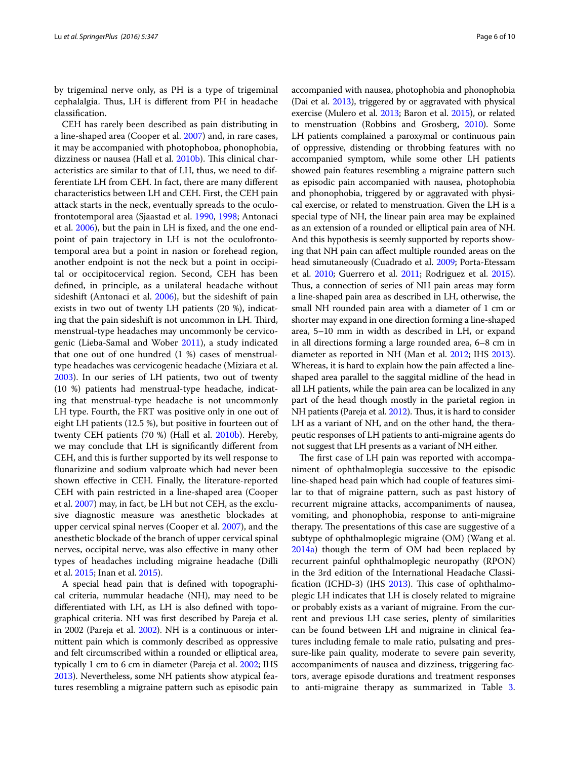by trigeminal nerve only, as PH is a type of trigeminal cephalalgia. Thus, LH is different from PH in headache classification.

CEH has rarely been described as pain distributing in a line-shaped area (Cooper et al. 2007) and, in rare cases, it may be accompanied with photophoboa, phonophobia, dizziness or nausea (Hall et al. 2010b). This clinical characteristics are similar to that of LH, thus, we need to differentiate LH from CEH. In fact, there are many different characteristics between LH and CEH. First, the CEH pain attack starts in the neck, eventually spreads to the oculofrontotemporal area (Sjaastad et al. 1990, 1998; Antonaci et al. 2006), but the pain in LH is fixed, and the one endpoint of pain trajectory in LH is not the oculofrontotemporal area but a point in nasion or forehead region, another endpoint is not the neck but a point in occipital or occipitocervical region. Second, CEH has been defined, in principle, as a unilateral headache without sideshift (Antonaci et al. 2006), but the sideshift of pain exists in two out of twenty LH patients (20 %), indicating that the pain sideshift is not uncommon in LH. Third, menstrual-type headaches may uncommonly be cervicogenic (Lieba-Samal and Wober 2011), a study indicated that one out of one hundred (1 %) cases of menstrual-type headaches was cervicogenic headache (Miziara et al. 2003). In our series of LH patients, two out of twenty (10 %) patients had menstrual-type headache, indicating that menstrual-type headache is not uncommonly LH type. Fourth, the FRT was positive only in one out of eight LH patients (12.5 %), but positive in fourteen out of twenty CEH patients (70 %) (Hall et al. 2010b). Hereby, we may conclude that LH is significantly different from CEH, and this is further supported by its well response to flunarizine and sodium valproate which had never been shown effective in CEH. Finally, the literature-reported CEH with pain restricted in a line-shaped area (Cooper et al. 2007) may, in fact, be LH but not CEH, as the exclusive diagnostic measure was anesthetic blockades at upper cervical spinal nerves (Cooper et al. 2007), and the anesthetic blockade of the branch of upper cervical spinal nerves, occipital nerve, was also effective in many other types of headaches including migraine headache (Dilli et al. 2015; Inan et al. 2015).

A special head pain that is defined with topographical criteria, nummular headache (NH), may need to be differentiated with LH, as LH is also defined with topographical criteria. NH was first described by Pareja et al. in 2002 (Pareja et al. 2002). NH is a continuous or intermittent pain which is commonly described as oppressive and felt circumscribed within a rounded or elliptical area, typically 1 cm to 6 cm in diameter (Pareja et al. 2002; IHS 2013). Nevertheless, some NH patients show atypical features resembling a migraine pattern such as episodic pain accompanied with nausea, photophobia and phonophobia (Dai et al. 2013), triggered by or aggravated with physical exercise (Mulero et al. 2013; Baron et al. 2015), or related to menstruation (Robbins and Grosberg, 2010). Some LH patients complained a paroxymal or continuous pain of oppressive, distending or throbbing features with no accompanied symptom, while some other LH patients showed pain features resembling a migraine pattern such as episodic pain accompanied with nausea, photophobia and phonophobia, triggered by or aggravated with physical exercise, or related to menstruation. Given the LH is a special type of NH, the linear pain area may be explained as an extension of a rounded or elliptical pain area of NH. And this hypothesis is seemly supported by reports showing that NH pain can affect multiple rounded areas on the head simutaneously (Cuadrado et al. 2009; Porta-Etessam et al. 2010; Guerrero et al. 2011; Rodriguez et al. 2015). Thus, a connection of series of NH pain areas may form a line-shaped pain area as described in LH, otherwise, the small NH rounded pain area with a diameter of 1 cm or shorter may expand in one direction forming a line-shaped area, 5–10 mm in width as described in LH, or expand in all directions forming a large rounded area, 6–8 cm in diameter as reported in NH (Man et al. 2012; IHS 2013). Whereas, it is hard to explain how the pain affected a line-shaped area parallel to the saggital midline of the head in all LH patients, while the pain area can be localized in any part of the head though mostly in the parietal region in NH patients (Pareja et al. 2012). Thus, it is hard to consider LH as a variant of NH, and on the other hand, the therapeutic responses of LH patients to anti-migraine agents do not suggest that LH presents as a variant of NH either.

The first case of LH pain was reported with accompaniment of ophthalmoplegia successive to the episodic line-shaped head pain which had couple of features similar to that of migraine pattern, such as past history of recurrent migraine attacks, accompaniments of nausea, vomiting, and phonophobia, response to anti-migraine therapy. The presentations of this case are suggestive of a subtype of ophthalmoplegic migraine (OM) (Wang et al. 2014a) though the term of OM had been replaced by recurrent painful ophthalmoplegic neuropathy (RPON) in the 3rd edition of the International Headache Classification (ICHD-3) (IHS 2013). This case of ophthalmoplegic LH indicates that LH is closely related to migraine or probably exists as a variant of migraine. From the current and previous LH case series, plenty of similarities can be found between LH and migraine in clinical features including female to male ratio, pulsating and pressure-like pain quality, moderate to severe pain severity, accompaniments of nausea and dizziness, triggering factors, average episode durations and treatment responses to anti-migraine therapy as summarized in Table 3.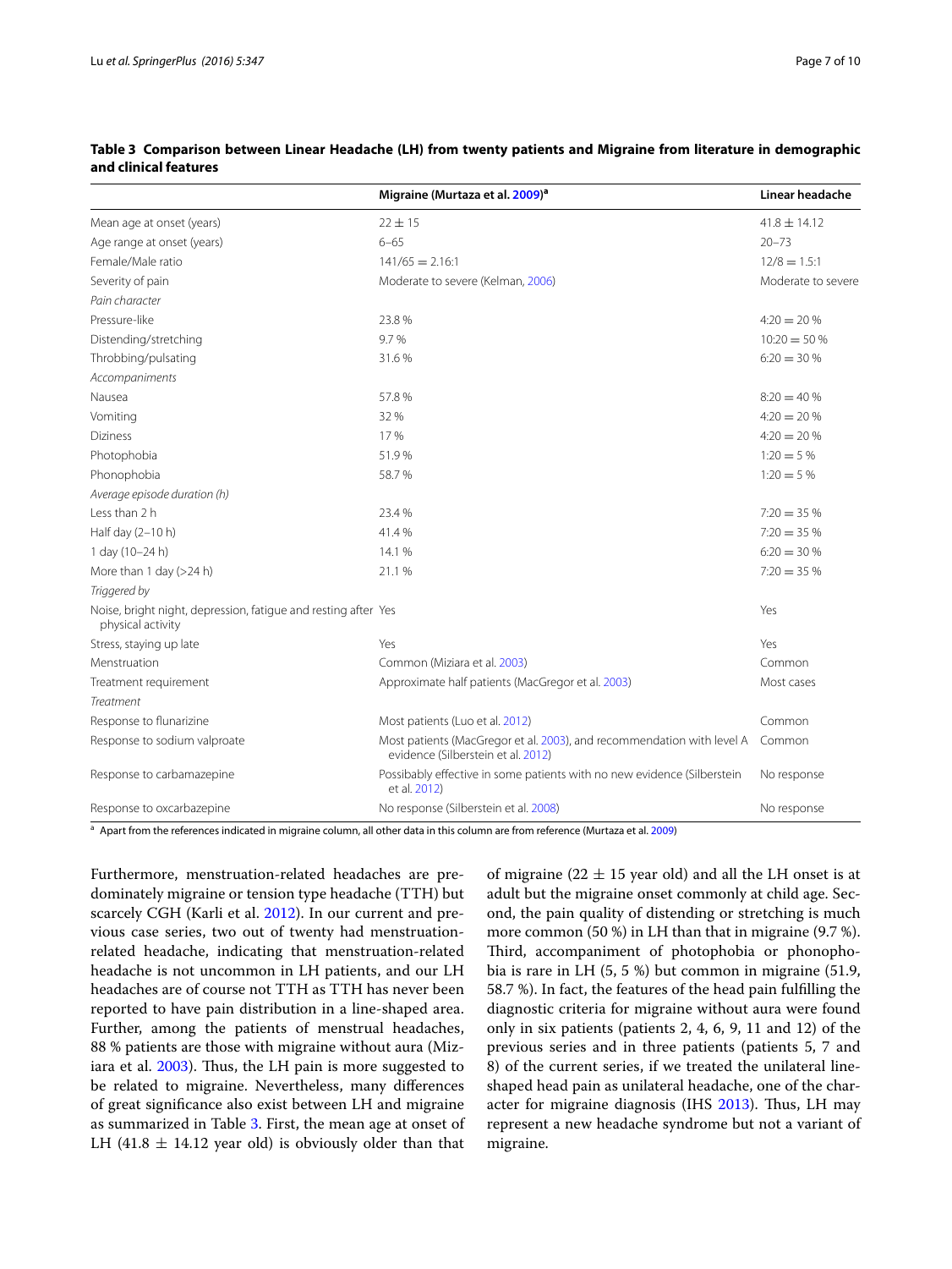**Table 3 Comparison between Linear Headache (LH) from twenty patients and Migraine from literature in demographic and clinical features**

| | Migraine (Murtaza et al. 2009)[a] | Linear headache |
|---|---|---|
| Mean age at onset (years) | 22 ± 15 | 41.8 ± 14.12 |
| Age range at onset (years) | 6–65 | 20–73 |
| Female/Male ratio | 141/65 = 2.16:1 | 12/8 = 1.5:1 |
| Severity of pain | Moderate to severe (Kelman, 2006) | Moderate to severe |
| *Pain character* | | |
| Pressure-like | 23.8 % | 4:20 = 20 % |
| Distending/stretching | 9.7 % | 10:20 = 50 % |
| Throbbing/pulsating | 31.6 % | 6:20 = 30 % |
| *Accompaniments* | | |
| Nausea | 57.8 % | 8:20 = 40 % |
| Vomiting | 32 % | 4:20 = 20 % |
| Diziness | 17 % | 4:20 = 20 % |
| Photophobia | 51.9 % | 1:20 = 5 % |
| Phonophobia | 58.7 % | 1:20 = 5 % |
| *Average episode duration (h)* | | |
| Less than 2 h | 23.4 % | 7:20 = 35 % |
| Half day (2–10 h) | 41.4 % | 7:20 = 35 % |
| 1 day (10–24 h) | 14.1 % | 6:20 = 30 % |
| More than 1 day (>24 h) | 21.1 % | 7:20 = 35 % |
| *Triggered by* | | |
| Noise, bright night, depression, fatigue and resting after physical activity | Yes | Yes |
| Stress, staying up late | Yes | Yes |
| Menstruation | Common (Miziara et al. 2003) | Common |
| Treatment requirement | Approximate half patients (MacGregor et al. 2003) | Most cases |
| *Treatment* | | |
| Response to flunarizine | Most patients (Luo et al. 2012) | Common |
| Response to sodium valproate | Most patients (MacGregor et al. 2003), and recommendation with level A evidence (Silberstein et al. 2012) | Common |
| Response to carbamazepine | Possibaly effective in some patients with no new evidence (Silberstein et al. 2012) | No response |
| Response to oxcarbazepine | No response (Silberstein et al. 2008) | No response |

[a] Apart from the references indicated in migraine column, all other data in this column are from reference (Murtaza et al. 2009)

Furthermore, menstruation-related headaches are predominately migraine or tension type headache (TTH) but scarcely CGH (Karli et al. 2012). In our current and previous case series, two out of twenty had menstruation-related headache, indicating that menstruation-related headache is not uncommon in LH patients, and our LH headaches are of course not TTH as TTH has never been reported to have pain distribution in a line-shaped area. Further, among the patients of menstrual headaches, 88 % patients are those with migraine without aura (Miziara et al. 2003). Thus, the LH pain is more suggested to be related to migraine. Nevertheless, many differences of great significance also exist between LH and migraine as summarized in Table 3. First, the mean age at onset of LH (41.8 ± 14.12 year old) is obviously older than that of migraine (22 ± 15 year old) and all the LH onset is at adult but the migraine onset commonly at child age. Second, the pain quality of distending or stretching is much more common (50 %) in LH than that in migraine (9.7 %). Third, accompaniment of photophobia or phonophobia is rare in LH (5, 5 %) but common in migraine (51.9, 58.7 %). In fact, the features of the head pain fulfilling the diagnostic criteria for migraine without aura were found only in six patients (patients 2, 4, 6, 9, 11 and 12) of the previous series and in three patients (patients 5, 7 and 8) of the current series, if we treated the unilateral line-shaped head pain as unilateral headache, one of the character for migraine diagnosis (IHS 2013). Thus, LH may represent a new headache syndrome but not a variant of migraine.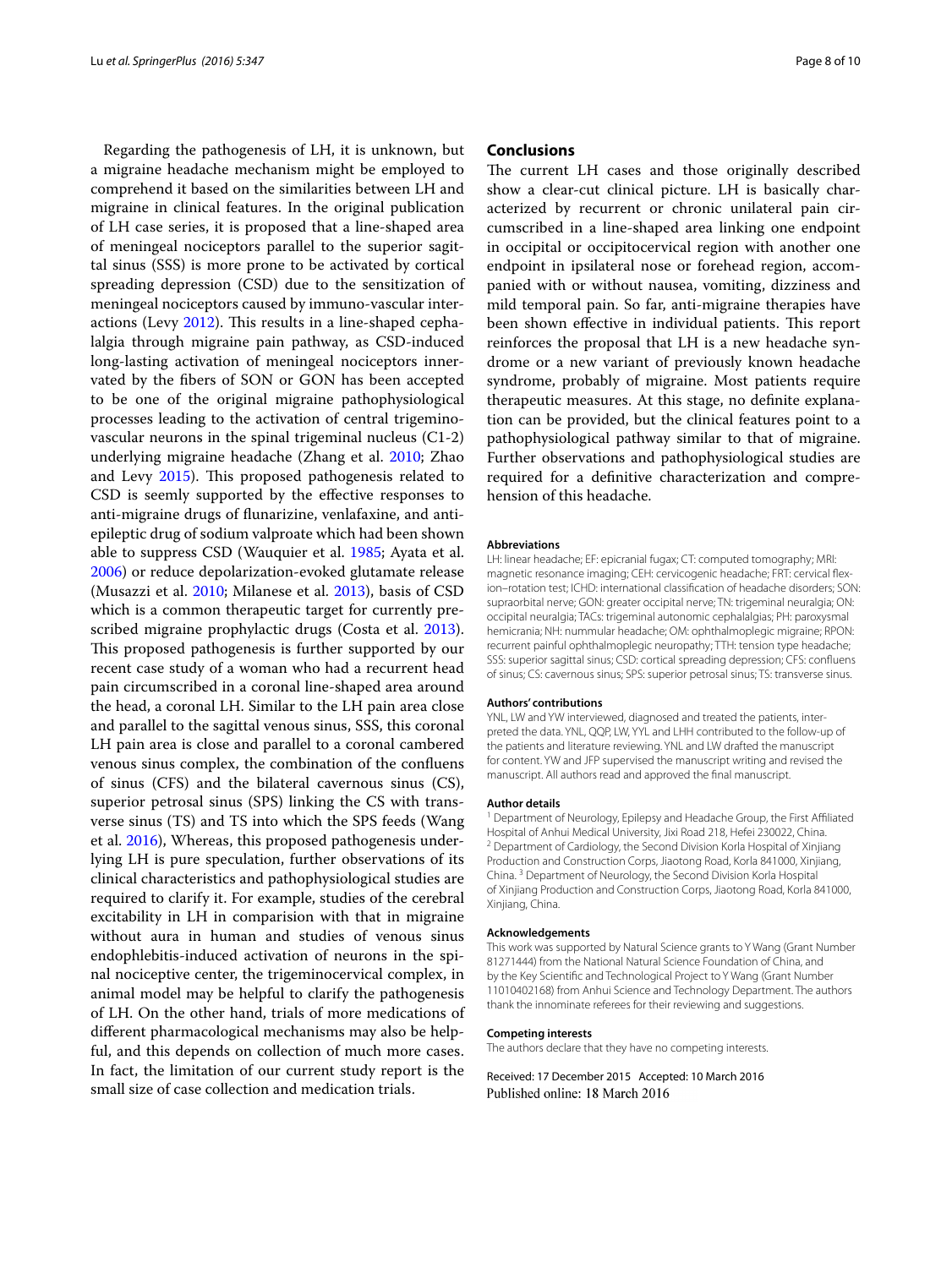Regarding the pathogenesis of LH, it is unknown, but a migraine headache mechanism might be employed to comprehend it based on the similarities between LH and migraine in clinical features. In the original publication of LH case series, it is proposed that a line-shaped area of meningeal nociceptors parallel to the superior sagittal sinus (SSS) is more prone to be activated by cortical spreading depression (CSD) due to the sensitization of meningeal nociceptors caused by immuno-vascular interactions (Levy 2012). This results in a line-shaped cephalalgia through migraine pain pathway, as CSD-induced long-lasting activation of meningeal nociceptors innervated by the fibers of SON or GON has been accepted to be one of the original migraine pathophysiological processes leading to the activation of central trigeminovascular neurons in the spinal trigeminal nucleus (C1-2) underlying migraine headache (Zhang et al. 2010; Zhao and Levy 2015). This proposed pathogenesis related to CSD is seemly supported by the effective responses to anti-migraine drugs of flunarizine, venlafaxine, and antiepileptic drug of sodium valproate which had been shown able to suppress CSD (Wauquier et al. 1985; Ayata et al. 2006) or reduce depolarization-evoked glutamate release (Musazzi et al. 2010; Milanese et al. 2013), basis of CSD which is a common therapeutic target for currently prescribed migraine prophylactic drugs (Costa et al. 2013). This proposed pathogenesis is further supported by our recent case study of a woman who had a recurrent head pain circumscribed in a coronal line-shaped area around the head, a coronal LH. Similar to the LH pain area close and parallel to the sagittal venous sinus, SSS, this coronal LH pain area is close and parallel to a coronal cambered venous sinus complex, the combination of the confluens of sinus (CFS) and the bilateral cavernous sinus (CS), superior petrosal sinus (SPS) linking the CS with transverse sinus (TS) and TS into which the SPS feeds (Wang et al. 2016), Whereas, this proposed pathogenesis underlying LH is pure speculation, further observations of its clinical characteristics and pathophysiological studies are required to clarify it. For example, studies of the cerebral excitability in LH in comparision with that in migraine without aura in human and studies of venous sinus endophlebitis-induced activation of neurons in the spinal nociceptive center, the trigeminocervical complex, in animal model may be helpful to clarify the pathogenesis of LH. On the other hand, trials of more medications of different pharmacological mechanisms may also be helpful, and this depends on collection of much more cases. In fact, the limitation of our current study report is the small size of case collection and medication trials.

## Conclusions

The current LH cases and those originally described show a clear-cut clinical picture. LH is basically characterized by recurrent or chronic unilateral pain circumscribed in a line-shaped area linking one endpoint in occipital or occipitocervical region with another one endpoint in ipsilateral nose or forehead region, accompanied with or without nausea, vomiting, dizziness and mild temporal pain. So far, anti-migraine therapies have been shown effective in individual patients. This report reinforces the proposal that LH is a new headache syndrome or a new variant of previously known headache syndrome, probably of migraine. Most patients require therapeutic measures. At this stage, no definite explanation can be provided, but the clinical features point to a pathophysiological pathway similar to that of migraine. Further observations and pathophysiological studies are required for a definitive characterization and comprehension of this headache.

#### Abbreviations

LH: linear headache; EF: epicranial fugax; CT: computed tomography; MRI: magnetic resonance imaging; CEH: cervicogenic headache; FRT: cervical flexion–rotation test; ICHD: international classification of headache disorders; SON: supraorbital nerve; GON: greater occipital nerve; TN: trigeminal neuralgia; ON: occipital neuralgia; TACs: trigeminal autonomic cephalalgias; PH: paroxysmal hemicrania; NH: nummular headache; OM: ophthalmoplegic migraine; RPON: recurrent painful ophthalmoplegic neuropathy; TTH: tension type headache; SSS: superior sagittal sinus; CSD: cortical spreading depression; CFS: confluens of sinus; CS: cavernous sinus; SPS: superior petrosal sinus; TS: transverse sinus.

#### Authors' contributions

YNL, LW and YW interviewed, diagnosed and treated the patients, interpreted the data. YNL, QQP, LW, YYL and LHH contributed to the follow-up of the patients and literature reviewing. YNL and LW drafted the manuscript for content. YW and JFP supervised the manuscript writing and revised the manuscript. All authors read and approved the final manuscript.

#### Author details

[1] Department of Neurology, Epilepsy and Headache Group, the First Affiliated Hospital of Anhui Medical University, Jixi Road 218, Hefei 230022, China. [2] Department of Cardiology, the Second Division Korla Hospital of Xinjiang Production and Construction Corps, Jiaotong Road, Korla 841000, Xinjiang, China. [3] Department of Neurology, the Second Division Korla Hospital of Xinjiang Production and Construction Corps, Jiaotong Road, Korla 841000, Xinjiang, China.

#### Acknowledgements

This work was supported by Natural Science grants to Y Wang (Grant Number 81271444) from the National Natural Science Foundation of China, and by the Key Scientific and Technological Project to Y Wang (Grant Number 11010402168) from Anhui Science and Technology Department. The authors thank the innominate referees for their reviewing and suggestions.

#### Competing interests

The authors declare that they have no competing interests.

Received: 17 December 2015 Accepted: 10 March 2016
Published online: 18 March 2016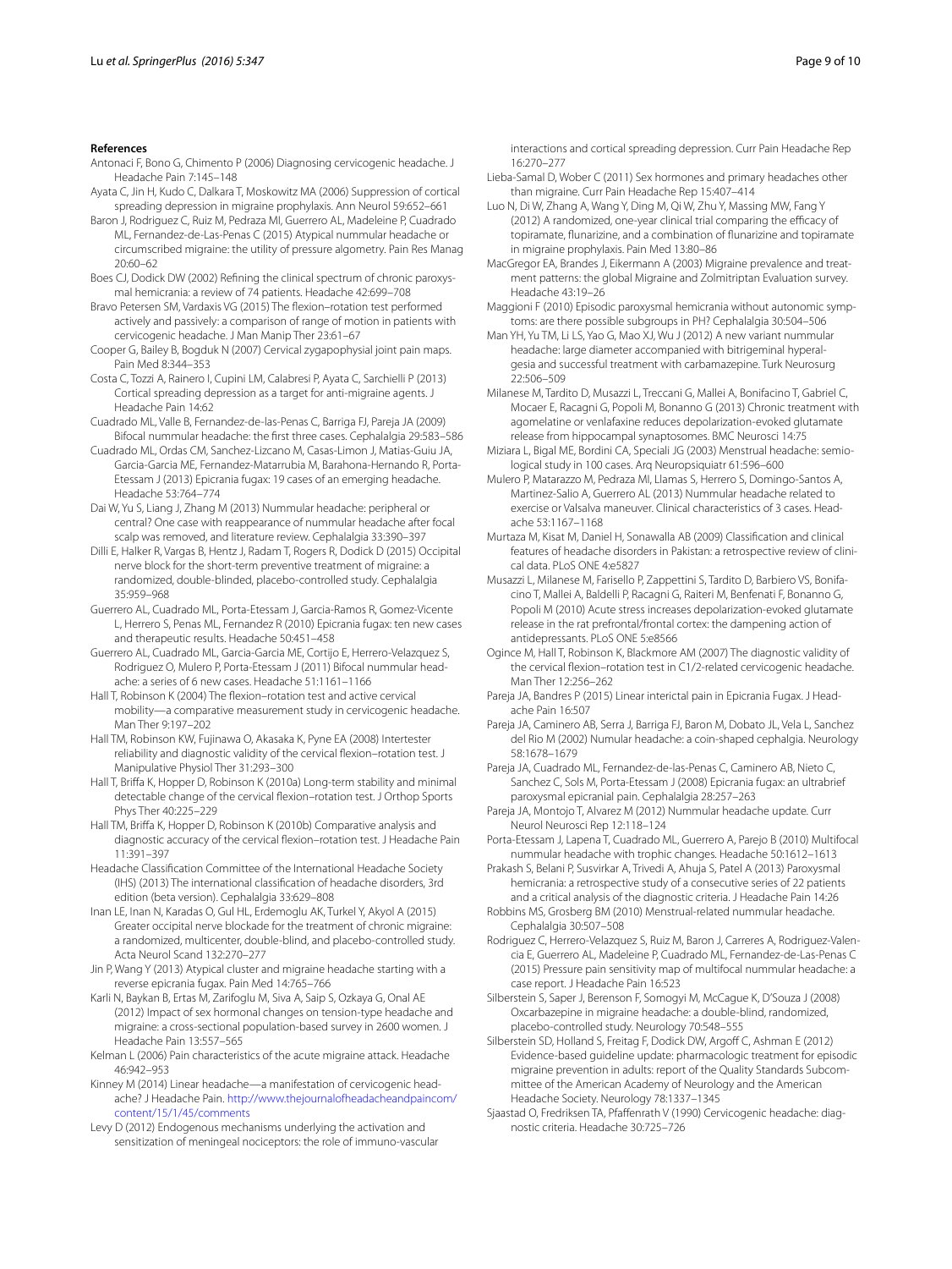## References

Antonaci F, Bono G, Chimento P (2006) Diagnosing cervicogenic headache. J Headache Pain 7:145–148

Ayata C, Jin H, Kudo C, Dalkara T, Moskowitz MA (2006) Suppression of cortical spreading depression in migraine prophylaxis. Ann Neurol 59:652–661

Baron J, Rodriguez C, Ruiz M, Pedraza MI, Guerrero AL, Madeleine P, Cuadrado ML, Fernandez-de-Las-Penas C (2015) Atypical nummular headache or circumscribed migraine: the utility of pressure algometry. Pain Res Manag 20:60–62

Boes CJ, Dodick DW (2002) Refining the clinical spectrum of chronic paroxysmal hemicrania: a review of 74 patients. Headache 42:699–708

Bravo Petersen SM, Vardaxis VG (2015) The flexion–rotation test performed actively and passively: a comparison of range of motion in patients with cervicogenic headache. J Man Manip Ther 23:61–67

Cooper G, Bailey B, Bogduk N (2007) Cervical zygapophysial joint pain maps. Pain Med 8:344–353

Costa C, Tozzi A, Rainero I, Cupini LM, Calabresi P, Ayata C, Sarchielli P (2013) Cortical spreading depression as a target for anti-migraine agents. J Headache Pain 14:62

Cuadrado ML, Valle B, Fernandez-de-las-Penas C, Barriga FJ, Pareja JA (2009) Bifocal nummular headache: the first three cases. Cephalalgia 29:583–586

Cuadrado ML, Ordas CM, Sanchez-Lizcano M, Casas-Limon J, Matias-Guiu JA, Garcia-Garcia ME, Fernandez-Matarrubia M, Barahona-Hernando R, Porta-Etessam J (2013) Epicrania fugax: 19 cases of an emerging headache. Headache 53:764–774

Dai W, Yu S, Liang J, Zhang M (2013) Nummular headache: peripheral or central? One case with reappearance of nummular headache after focal scalp was removed, and literature review. Cephalalgia 33:390–397

Dilli E, Halker R, Vargas B, Hentz J, Radam T, Rogers R, Dodick D (2015) Occipital nerve block for the short-term preventive treatment of migraine: a randomized, double-blinded, placebo-controlled study. Cephalalgia 35:959–968

Guerrero AL, Cuadrado ML, Porta-Etessam J, Garcia-Ramos R, Gomez-Vicente L, Herrero S, Penas ML, Fernandez R (2010) Epicrania fugax: ten new cases and therapeutic results. Headache 50:451–458

Guerrero AL, Cuadrado ML, Garcia-Garcia ME, Cortijo E, Herrero-Velazquez S, Rodriguez O, Mulero P, Porta-Etessam J (2011) Bifocal nummular headache: a series of 6 new cases. Headache 51:1161–1166

Hall T, Robinson K (2004) The flexion–rotation test and active cervical mobility—a comparative measurement study in cervicogenic headache. Man Ther 9:197–202

Hall TM, Robinson KW, Fujinawa O, Akasaka K, Pyne EA (2008) Intertester reliability and diagnostic validity of the cervical flexion–rotation test. J Manipulative Physiol Ther 31:293–300

Hall T, Briffa K, Hopper D, Robinson K (2010a) Long-term stability and minimal detectable change of the cervical flexion–rotation test. J Orthop Sports Phys Ther 40:225–229

Hall TM, Briffa K, Hopper D, Robinson K (2010b) Comparative analysis and diagnostic accuracy of the cervical flexion–rotation test. J Headache Pain 11:391–397

Headache Classification Committee of the International Headache Society (IHS) (2013) The international classification of headache disorders, 3rd edition (beta version). Cephalalgia 33:629–808

Inan LE, Inan N, Karadas O, Gul HL, Erdemoglu AK, Turkel Y, Akyol A (2015) Greater occipital nerve blockade for the treatment of chronic migraine: a randomized, multicenter, double-blind, and placebo-controlled study. Acta Neurol Scand 132:270–277

Jin P, Wang Y (2013) Atypical cluster and migraine headache starting with a reverse epicrania fugax. Pain Med 14:765–766

Karli N, Baykan B, Ertas M, Zarifoglu M, Siva A, Saip S, Ozkaya G, Onal AE (2012) Impact of sex hormonal changes on tension-type headache and migraine: a cross-sectional population-based survey in 2600 women. J Headache Pain 13:557–565

Kelman L (2006) Pain characteristics of the acute migraine attack. Headache 46:942–953

Kinney M (2014) Linear headache—a manifestation of cervicogenic headache? J Headache Pain. http://www.thejournalofheadacheandpaincom/content/15/1/45/comments

Levy D (2012) Endogenous mechanisms underlying the activation and sensitization of meningeal nociceptors: the role of immuno-vascular interactions and cortical spreading depression. Curr Pain Headache Rep 16:270–277

Lieba-Samal D, Wober C (2011) Sex hormones and primary headaches other than migraine. Curr Pain Headache Rep 15:407–414

Luo N, Di W, Zhang A, Wang Y, Ding M, Qi W, Zhu Y, Massing MW, Fang Y (2012) A randomized, one-year clinical trial comparing the efficacy of topiramate, flunarizine, and a combination of flunarizine and topiramate in migraine prophylaxis. Pain Med 13:80–86

MacGregor EA, Brandes J, Eikermann A (2003) Migraine prevalence and treatment patterns: the global Migraine and Zolmitriptan Evaluation survey. Headache 43:19–26

Maggioni F (2010) Episodic paroxysmal hemicrania without autonomic symptoms: are there possible subgroups in PH? Cephalalgia 30:504–506

Man YH, Yu TM, Li LS, Yao G, Mao XJ, Wu J (2012) A new variant nummular headache: large diameter accompanied with bitrigeminal hyperalgesia and successful treatment with carbamazepine. Turk Neurosurg 22:506–509

Milanese M, Tardito D, Musazzi L, Treccani G, Mallei A, Bonifacino T, Gabriel C, Mocaer E, Racagni G, Popoli M, Bonanno G (2013) Chronic treatment with agomelatine or venlafaxine reduces depolarization-evoked glutamate release from hippocampal synaptosomes. BMC Neurosci 14:75

Miziara L, Bigal ME, Bordini CA, Speciali JG (2003) Menstrual headache: semiological study in 100 cases. Arq Neuropsiquiatr 61:596–600

Mulero P, Matarazzo M, Pedraza MI, Llamas S, Herrero S, Domingo-Santos A, Martinez-Salio A, Guerrero AL (2013) Nummular headache related to exercise or Valsalva maneuver. Clinical characteristics of 3 cases. Headache 53:1167–1168

Murtaza M, Kisat M, Daniel H, Sonawalla AB (2009) Classification and clinical features of headache disorders in Pakistan: a retrospective review of clinical data. PLoS ONE 4:e5827

Musazzi L, Milanese M, Farisello P, Zappettini S, Tardito D, Barbiero VS, Bonifacino T, Mallei A, Baldelli P, Racagni G, Raiteri M, Benfenati F, Bonanno G, Popoli M (2010) Acute stress increases depolarization-evoked glutamate release in the rat prefrontal/frontal cortex: the dampening action of antidepressants. PLoS ONE 5:e8566

Ogince M, Hall T, Robinson K, Blackmore AM (2007) The diagnostic validity of the cervical flexion–rotation test in C1/2-related cervicogenic headache. Man Ther 12:256–262

Pareja JA, Bandres P (2015) Linear interictal pain in Epicrania Fugax. J Headache Pain 16:507

Pareja JA, Caminero AB, Serra J, Barriga FJ, Baron M, Dobato JL, Vela L, Sanchez del Rio M (2002) Numular headache: a coin-shaped cephalgia. Neurology 58:1678–1679

Pareja JA, Cuadrado ML, Fernandez-de-las-Penas C, Caminero AB, Nieto C, Sanchez C, Sols M, Porta-Etessam J (2008) Epicrania fugax: an ultrabrief paroxysmal epicranial pain. Cephalalgia 28:257–263

Pareja JA, Montojo T, Alvarez M (2012) Nummular headache update. Curr Neurol Neurosci Rep 12:118–124

Porta-Etessam J, Lapena T, Cuadrado ML, Guerrero A, Parejo B (2010) Multifocal nummular headache with trophic changes. Headache 50:1612–1613

Prakash S, Belani P, Susvirkar A, Trivedi A, Ahuja S, Patel A (2013) Paroxysmal hemicrania: a retrospective study of a consecutive series of 22 patients and a critical analysis of the diagnostic criteria. J Headache Pain 14:26

Robbins MS, Grosberg BM (2010) Menstrual-related nummular headache. Cephalalgia 30:507–508

Rodriguez C, Herrero-Velazquez S, Ruiz M, Baron J, Carreres A, Rodriguez-Valencia E, Guerrero AL, Madeleine P, Cuadrado ML, Fernandez-de-Las-Penas C (2015) Pressure pain sensitivity map of multifocal nummular headache: a case report. J Headache Pain 16:523

Silberstein S, Saper J, Berenson F, Somogyi M, McCague K, D'Souza J (2008) Oxcarbazepine in migraine headache: a double-blind, randomized, placebo-controlled study. Neurology 70:548–555

Silberstein SD, Holland S, Freitag F, Dodick DW, Argoff C, Ashman E (2012) Evidence-based guideline update: pharmacologic treatment for episodic migraine prevention in adults: report of the Quality Standards Subcommittee of the American Academy of Neurology and the American Headache Society. Neurology 78:1337–1345

Sjaastad O, Fredriksen TA, Pfaffenrath V (1990) Cervicogenic headache: diagnostic criteria. Headache 30:725–726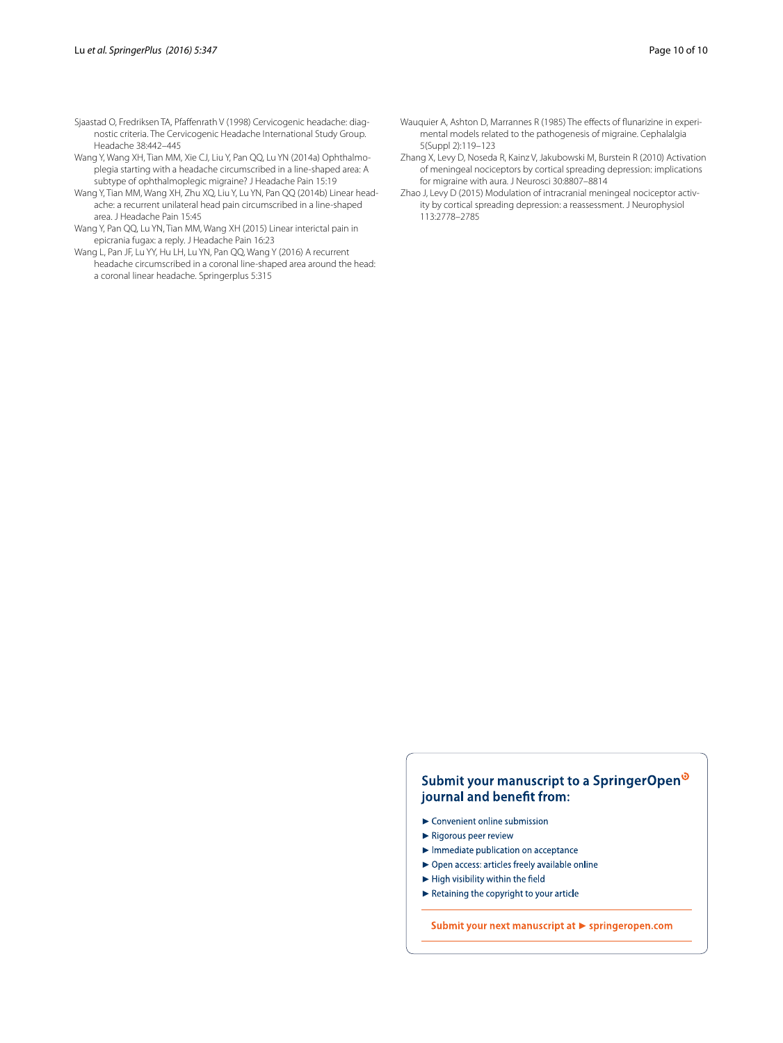Sjaastad O, Fredriksen TA, Pfaffenrath V (1998) Cervicogenic headache: diagnostic criteria. The Cervicogenic Headache International Study Group. Headache 38:442–445

Wang Y, Wang XH, Tian MM, Xie CJ, Liu Y, Pan QQ, Lu YN (2014a) Ophthalmoplegia starting with a headache circumscribed in a line-shaped area: A subtype of ophthalmoplegic migraine? J Headache Pain 15:19

Wang Y, Tian MM, Wang XH, Zhu XQ, Liu Y, Lu YN, Pan QQ (2014b) Linear headache: a recurrent unilateral head pain circumscribed in a line-shaped area. J Headache Pain 15:45

Wang Y, Pan QQ, Lu YN, Tian MM, Wang XH (2015) Linear interictal pain in epicrania fugax: a reply. J Headache Pain 16:23

Wang L, Pan JF, Lu YY, Hu LH, Lu YN, Pan QQ, Wang Y (2016) A recurrent headache circumscribed in a coronal line-shaped area around the head: a coronal linear headache. Springerplus 5:315

Wauquier A, Ashton D, Marrannes R (1985) The effects of flunarizine in experimental models related to the pathogenesis of migraine. Cephalalgia 5(Suppl 2):119–123

Zhang X, Levy D, Noseda R, Kainz V, Jakubowski M, Burstein R (2010) Activation of meningeal nociceptors by cortical spreading depression: implications for migraine with aura. J Neurosci 30:8807–8814

Zhao J, Levy D (2015) Modulation of intracranial meningeal nociceptor activity by cortical spreading depression: a reassessment. J Neurophysiol 113:2778–2785

**Submit your manuscript to a SpringerOpen journal and benefit from:**

- Convenient online submission
- Rigorous peer review
- Immediate publication on acceptance
- Open access: articles freely available online
- High visibility within the field
- Retaining the copyright to your article

**Submit your next manuscript at ► springeropen.com**